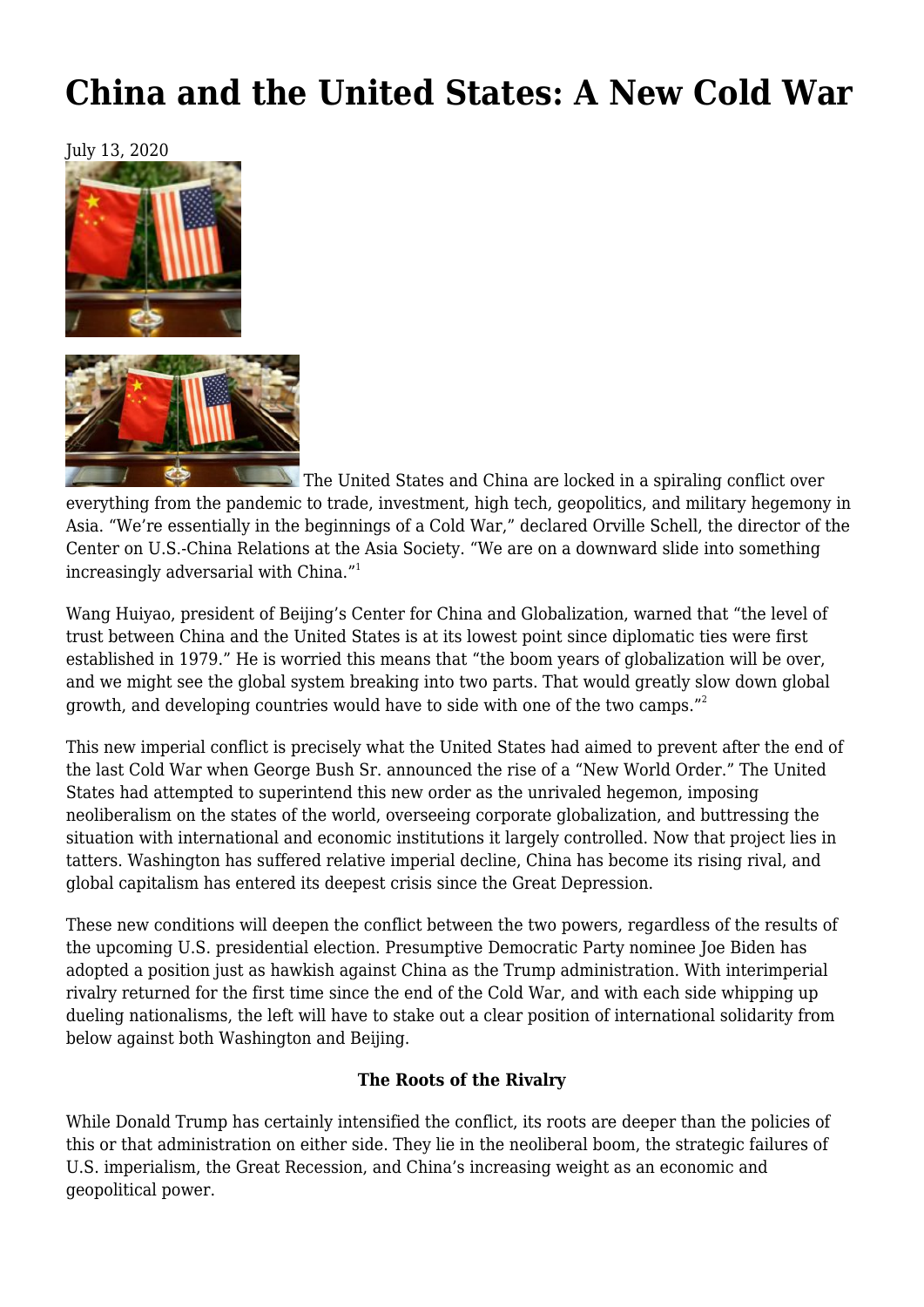# China and the United States: A New Cold War

July 13, 2020

The United States and China are locked in a spiraling conflict over everything from the pandemic to trade, investment, high tech, geopolitics, and military hegemony in Asia. "We're essentially in the beginnings of a Cold War," declared Orville Schell, the director of the Center on U.S.-China Relations at the Asia Society. "We are on a downward slide into something increasingly adversarial with China."[1]

Wang Huiyao, president of Beijing's Center for China and Globalization, warned that "the level of trust between China and the United States is at its lowest point since diplomatic ties were first established in 1979." He is worried this means that "the boom years of globalization will be over, and we might see the global system breaking into two parts. That would greatly slow down global growth, and developing countries would have to side with one of the two camps."[2]

This new imperial conflict is precisely what the United States had aimed to prevent after the end of the last Cold War when George Bush Sr. announced the rise of a "New World Order." The United States had attempted to superintend this new order as the unrivaled hegemon, imposing neoliberalism on the states of the world, overseeing corporate globalization, and buttressing the situation with international and economic institutions it largely controlled. Now that project lies in tatters. Washington has suffered relative imperial decline, China has become its rising rival, and global capitalism has entered its deepest crisis since the Great Depression.

These new conditions will deepen the conflict between the two powers, regardless of the results of the upcoming U.S. presidential election. Presumptive Democratic Party nominee Joe Biden has adopted a position just as hawkish against China as the Trump administration. With interimperial rivalry returned for the first time since the end of the Cold War, and with each side whipping up dueling nationalisms, the left will have to stake out a clear position of international solidarity from below against both Washington and Beijing.

**The Roots of the Rivalry**

While Donald Trump has certainly intensified the conflict, its roots are deeper than the policies of this or that administration on either side. They lie in the neoliberal boom, the strategic failures of U.S. imperialism, the Great Recession, and China's increasing weight as an economic and geopolitical power.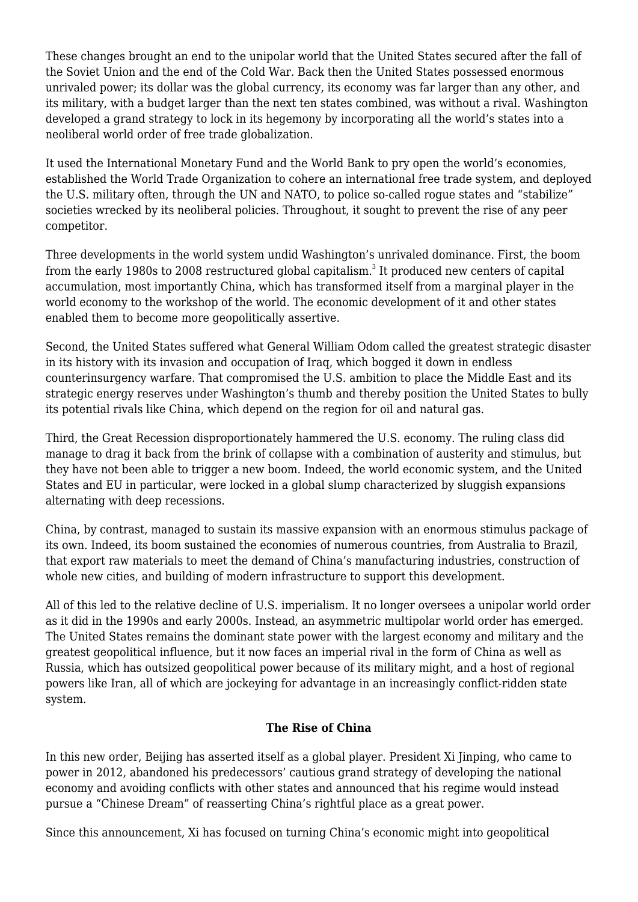These changes brought an end to the unipolar world that the United States secured after the fall of the Soviet Union and the end of the Cold War. Back then the United States possessed enormous unrivaled power; its dollar was the global currency, its economy was far larger than any other, and its military, with a budget larger than the next ten states combined, was without a rival. Washington developed a grand strategy to lock in its hegemony by incorporating all the world's states into a neoliberal world order of free trade globalization.

It used the International Monetary Fund and the World Bank to pry open the world's economies, established the World Trade Organization to cohere an international free trade system, and deployed the U.S. military often, through the UN and NATO, to police so-called rogue states and "stabilize" societies wrecked by its neoliberal policies. Throughout, it sought to prevent the rise of any peer competitor.

Three developments in the world system undid Washington's unrivaled dominance. First, the boom from the early 1980s to 2008 restructured global capitalism.[3] It produced new centers of capital accumulation, most importantly China, which has transformed itself from a marginal player in the world economy to the workshop of the world. The economic development of it and other states enabled them to become more geopolitically assertive.

Second, the United States suffered what General William Odom called the greatest strategic disaster in its history with its invasion and occupation of Iraq, which bogged it down in endless counterinsurgency warfare. That compromised the U.S. ambition to place the Middle East and its strategic energy reserves under Washington's thumb and thereby position the United States to bully its potential rivals like China, which depend on the region for oil and natural gas.

Third, the Great Recession disproportionately hammered the U.S. economy. The ruling class did manage to drag it back from the brink of collapse with a combination of austerity and stimulus, but they have not been able to trigger a new boom. Indeed, the world economic system, and the United States and EU in particular, were locked in a global slump characterized by sluggish expansions alternating with deep recessions.

China, by contrast, managed to sustain its massive expansion with an enormous stimulus package of its own. Indeed, its boom sustained the economies of numerous countries, from Australia to Brazil, that export raw materials to meet the demand of China's manufacturing industries, construction of whole new cities, and building of modern infrastructure to support this development.

All of this led to the relative decline of U.S. imperialism. It no longer oversees a unipolar world order as it did in the 1990s and early 2000s. Instead, an asymmetric multipolar world order has emerged. The United States remains the dominant state power with the largest economy and military and the greatest geopolitical influence, but it now faces an imperial rival in the form of China as well as Russia, which has outsized geopolitical power because of its military might, and a host of regional powers like Iran, all of which are jockeying for advantage in an increasingly conflict-ridden state system.

## The Rise of China

In this new order, Beijing has asserted itself as a global player. President Xi Jinping, who came to power in 2012, abandoned his predecessors' cautious grand strategy of developing the national economy and avoiding conflicts with other states and announced that his regime would instead pursue a "Chinese Dream" of reasserting China's rightful place as a great power.

Since this announcement, Xi has focused on turning China's economic might into geopolitical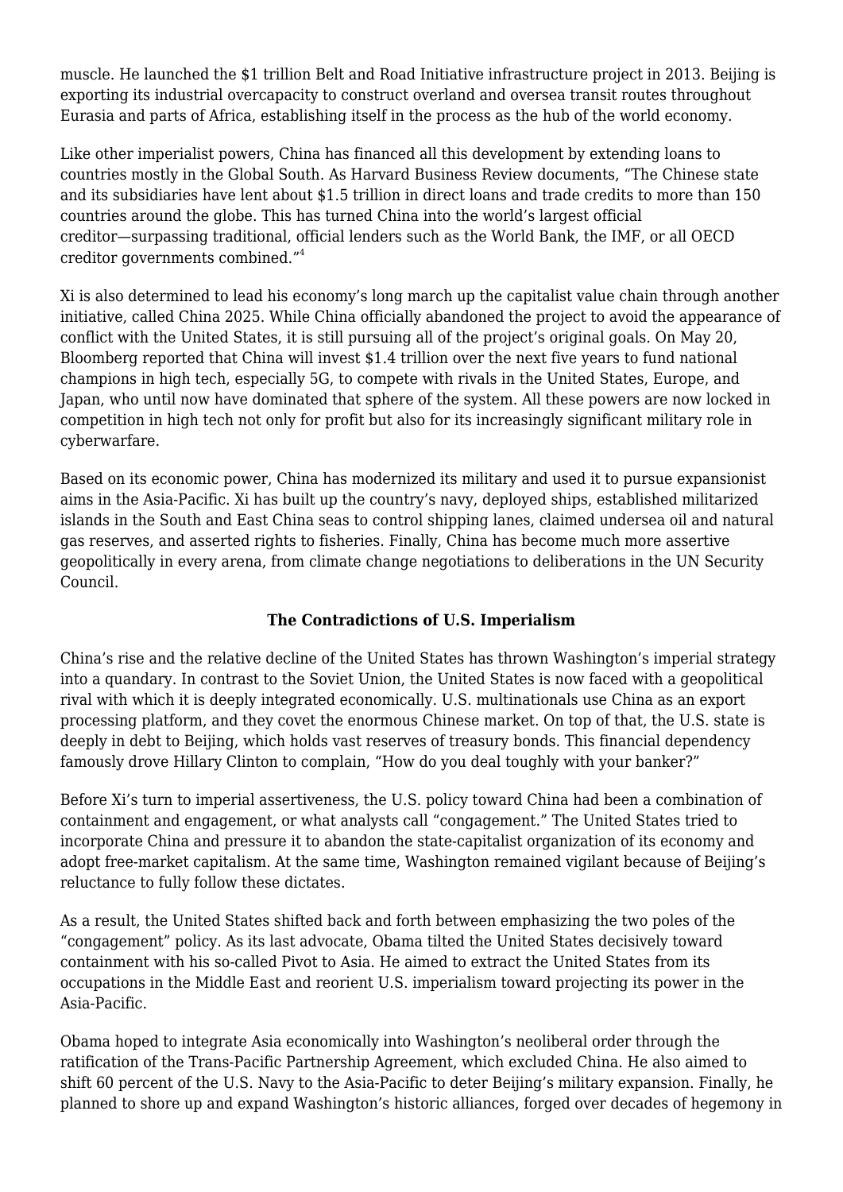muscle. He launched the $1 trillion Belt and Road Initiative infrastructure project in 2013. Beijing is exporting its industrial overcapacity to construct overland and oversea transit routes throughout Eurasia and parts of Africa, establishing itself in the process as the hub of the world economy.

Like other imperialist powers, China has financed all this development by extending loans to countries mostly in the Global South. As Harvard Business Review documents, "The Chinese state and its subsidiaries have lent about $1.5 trillion in direct loans and trade credits to more than 150 countries around the globe. This has turned China into the world's largest official creditor—surpassing traditional, official lenders such as the World Bank, the IMF, or all OECD creditor governments combined."[4]

Xi is also determined to lead his economy's long march up the capitalist value chain through another initiative, called China 2025. While China officially abandoned the project to avoid the appearance of conflict with the United States, it is still pursuing all of the project's original goals. On May 20, Bloomberg reported that China will invest $1.4 trillion over the next five years to fund national champions in high tech, especially 5G, to compete with rivals in the United States, Europe, and Japan, who until now have dominated that sphere of the system. All these powers are now locked in competition in high tech not only for profit but also for its increasingly significant military role in cyberwarfare.

Based on its economic power, China has modernized its military and used it to pursue expansionist aims in the Asia-Pacific. Xi has built up the country's navy, deployed ships, established militarized islands in the South and East China seas to control shipping lanes, claimed undersea oil and natural gas reserves, and asserted rights to fisheries. Finally, China has become much more assertive geopolitically in every arena, from climate change negotiations to deliberations in the UN Security Council.

## The Contradictions of U.S. Imperialism

China's rise and the relative decline of the United States has thrown Washington's imperial strategy into a quandary. In contrast to the Soviet Union, the United States is now faced with a geopolitical rival with which it is deeply integrated economically. U.S. multinationals use China as an export processing platform, and they covet the enormous Chinese market. On top of that, the U.S. state is deeply in debt to Beijing, which holds vast reserves of treasury bonds. This financial dependency famously drove Hillary Clinton to complain, "How do you deal toughly with your banker?"

Before Xi's turn to imperial assertiveness, the U.S. policy toward China had been a combination of containment and engagement, or what analysts call "congagement." The United States tried to incorporate China and pressure it to abandon the state-capitalist organization of its economy and adopt free-market capitalism. At the same time, Washington remained vigilant because of Beijing's reluctance to fully follow these dictates.

As a result, the United States shifted back and forth between emphasizing the two poles of the "congagement" policy. As its last advocate, Obama tilted the United States decisively toward containment with his so-called Pivot to Asia. He aimed to extract the United States from its occupations in the Middle East and reorient U.S. imperialism toward projecting its power in the Asia-Pacific.

Obama hoped to integrate Asia economically into Washington's neoliberal order through the ratification of the Trans-Pacific Partnership Agreement, which excluded China. He also aimed to shift 60 percent of the U.S. Navy to the Asia-Pacific to deter Beijing's military expansion. Finally, he planned to shore up and expand Washington's historic alliances, forged over decades of hegemony in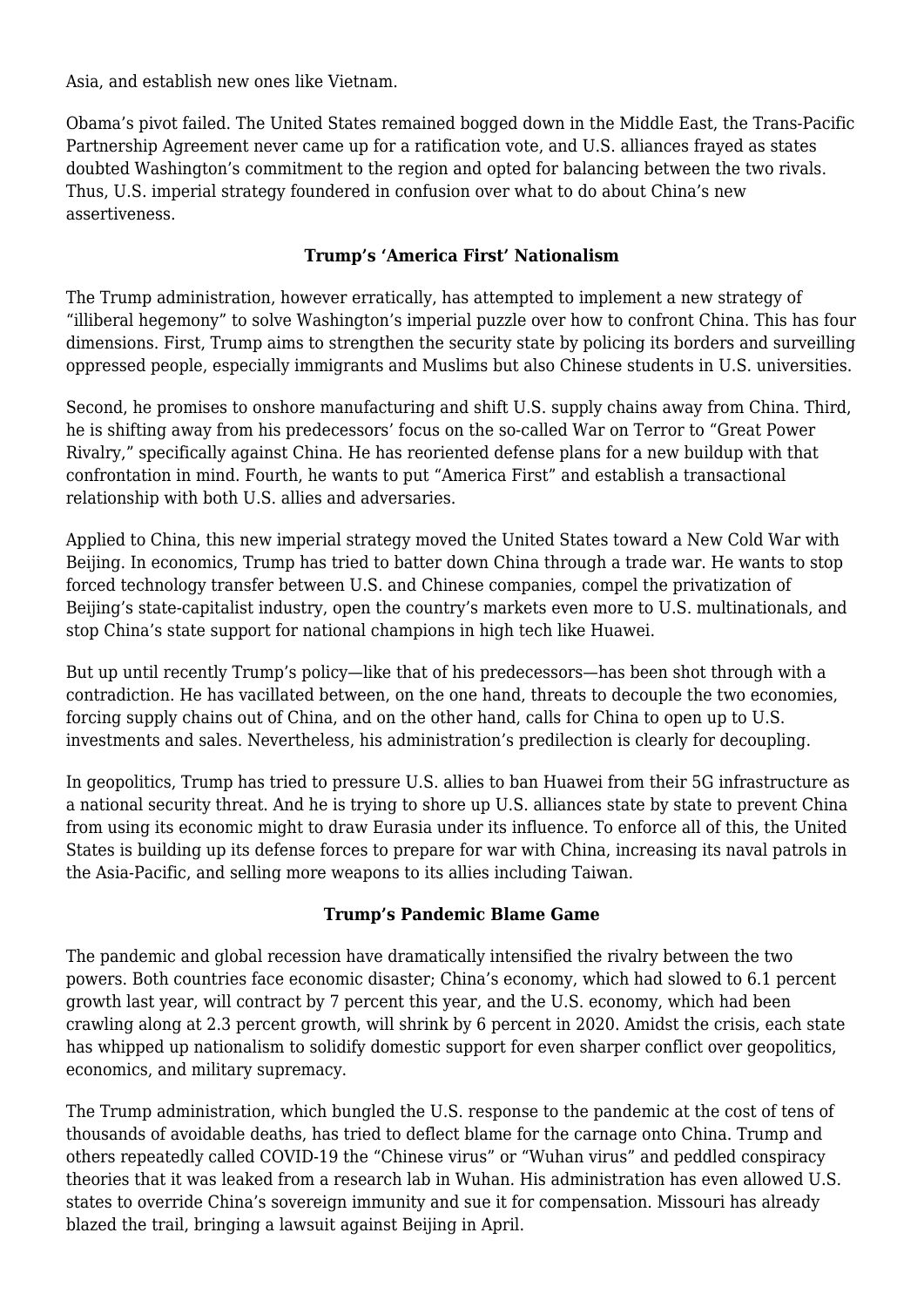Asia, and establish new ones like Vietnam.

Obama's pivot failed. The United States remained bogged down in the Middle East, the Trans-Pacific Partnership Agreement never came up for a ratification vote, and U.S. alliances frayed as states doubted Washington's commitment to the region and opted for balancing between the two rivals. Thus, U.S. imperial strategy foundered in confusion over what to do about China's new assertiveness.

### Trump's 'America First' Nationalism

The Trump administration, however erratically, has attempted to implement a new strategy of "illiberal hegemony" to solve Washington's imperial puzzle over how to confront China. This has four dimensions. First, Trump aims to strengthen the security state by policing its borders and surveilling oppressed people, especially immigrants and Muslims but also Chinese students in U.S. universities.

Second, he promises to onshore manufacturing and shift U.S. supply chains away from China. Third, he is shifting away from his predecessors' focus on the so-called War on Terror to "Great Power Rivalry," specifically against China. He has reoriented defense plans for a new buildup with that confrontation in mind. Fourth, he wants to put "America First" and establish a transactional relationship with both U.S. allies and adversaries.

Applied to China, this new imperial strategy moved the United States toward a New Cold War with Beijing. In economics, Trump has tried to batter down China through a trade war. He wants to stop forced technology transfer between U.S. and Chinese companies, compel the privatization of Beijing's state-capitalist industry, open the country's markets even more to U.S. multinationals, and stop China's state support for national champions in high tech like Huawei.

But up until recently Trump's policy—like that of his predecessors—has been shot through with a contradiction. He has vacillated between, on the one hand, threats to decouple the two economies, forcing supply chains out of China, and on the other hand, calls for China to open up to U.S. investments and sales. Nevertheless, his administration's predilection is clearly for decoupling.

In geopolitics, Trump has tried to pressure U.S. allies to ban Huawei from their 5G infrastructure as a national security threat. And he is trying to shore up U.S. alliances state by state to prevent China from using its economic might to draw Eurasia under its influence. To enforce all of this, the United States is building up its defense forces to prepare for war with China, increasing its naval patrols in the Asia-Pacific, and selling more weapons to its allies including Taiwan.

### Trump's Pandemic Blame Game

The pandemic and global recession have dramatically intensified the rivalry between the two powers. Both countries face economic disaster; China's economy, which had slowed to 6.1 percent growth last year, will contract by 7 percent this year, and the U.S. economy, which had been crawling along at 2.3 percent growth, will shrink by 6 percent in 2020. Amidst the crisis, each state has whipped up nationalism to solidify domestic support for even sharper conflict over geopolitics, economics, and military supremacy.

The Trump administration, which bungled the U.S. response to the pandemic at the cost of tens of thousands of avoidable deaths, has tried to deflect blame for the carnage onto China. Trump and others repeatedly called COVID-19 the "Chinese virus" or "Wuhan virus" and peddled conspiracy theories that it was leaked from a research lab in Wuhan. His administration has even allowed U.S. states to override China's sovereign immunity and sue it for compensation. Missouri has already blazed the trail, bringing a lawsuit against Beijing in April.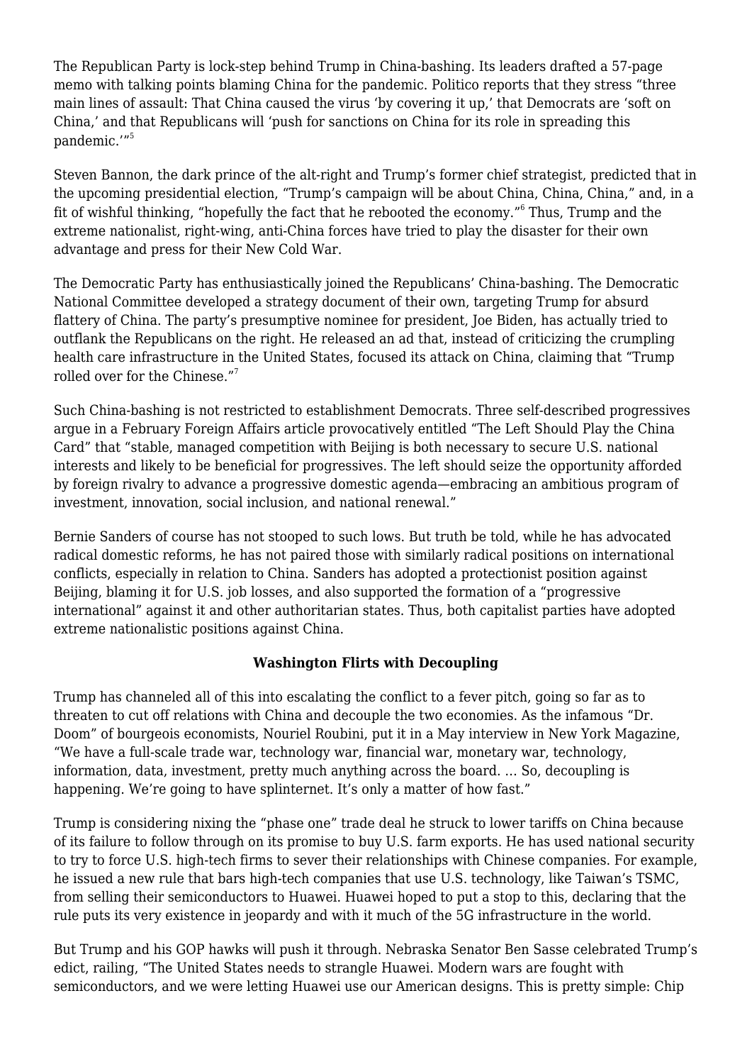The Republican Party is lock-step behind Trump in China-bashing. Its leaders drafted a 57-page memo with talking points blaming China for the pandemic. Politico reports that they stress "three main lines of assault: That China caused the virus 'by covering it up,' that Democrats are 'soft on China,' and that Republicans will 'push for sanctions on China for its role in spreading this pandemic.'"[5]

Steven Bannon, the dark prince of the alt-right and Trump's former chief strategist, predicted that in the upcoming presidential election, "Trump's campaign will be about China, China, China," and, in a fit of wishful thinking, "hopefully the fact that he rebooted the economy."[6] Thus, Trump and the extreme nationalist, right-wing, anti-China forces have tried to play the disaster for their own advantage and press for their New Cold War.

The Democratic Party has enthusiastically joined the Republicans' China-bashing. The Democratic National Committee developed a strategy document of their own, targeting Trump for absurd flattery of China. The party's presumptive nominee for president, Joe Biden, has actually tried to outflank the Republicans on the right. He released an ad that, instead of criticizing the crumpling health care infrastructure in the United States, focused its attack on China, claiming that "Trump rolled over for the Chinese."[7]

Such China-bashing is not restricted to establishment Democrats. Three self-described progressives argue in a February Foreign Affairs article provocatively entitled "The Left Should Play the China Card" that "stable, managed competition with Beijing is both necessary to secure U.S. national interests and likely to be beneficial for progressives. The left should seize the opportunity afforded by foreign rivalry to advance a progressive domestic agenda—embracing an ambitious program of investment, innovation, social inclusion, and national renewal."

Bernie Sanders of course has not stooped to such lows. But truth be told, while he has advocated radical domestic reforms, he has not paired those with similarly radical positions on international conflicts, especially in relation to China. Sanders has adopted a protectionist position against Beijing, blaming it for U.S. job losses, and also supported the formation of a "progressive international" against it and other authoritarian states. Thus, both capitalist parties have adopted extreme nationalistic positions against China.

**Washington Flirts with Decoupling**

Trump has channeled all of this into escalating the conflict to a fever pitch, going so far as to threaten to cut off relations with China and decouple the two economies. As the infamous "Dr. Doom" of bourgeois economists, Nouriel Roubini, put it in a May interview in New York Magazine, "We have a full-scale trade war, technology war, financial war, monetary war, technology, information, data, investment, pretty much anything across the board. … So, decoupling is happening. We're going to have splinternet. It's only a matter of how fast."

Trump is considering nixing the "phase one" trade deal he struck to lower tariffs on China because of its failure to follow through on its promise to buy U.S. farm exports. He has used national security to try to force U.S. high-tech firms to sever their relationships with Chinese companies. For example, he issued a new rule that bars high-tech companies that use U.S. technology, like Taiwan's TSMC, from selling their semiconductors to Huawei. Huawei hoped to put a stop to this, declaring that the rule puts its very existence in jeopardy and with it much of the 5G infrastructure in the world.

But Trump and his GOP hawks will push it through. Nebraska Senator Ben Sasse celebrated Trump's edict, railing, "The United States needs to strangle Huawei. Modern wars are fought with semiconductors, and we were letting Huawei use our American designs. This is pretty simple: Chip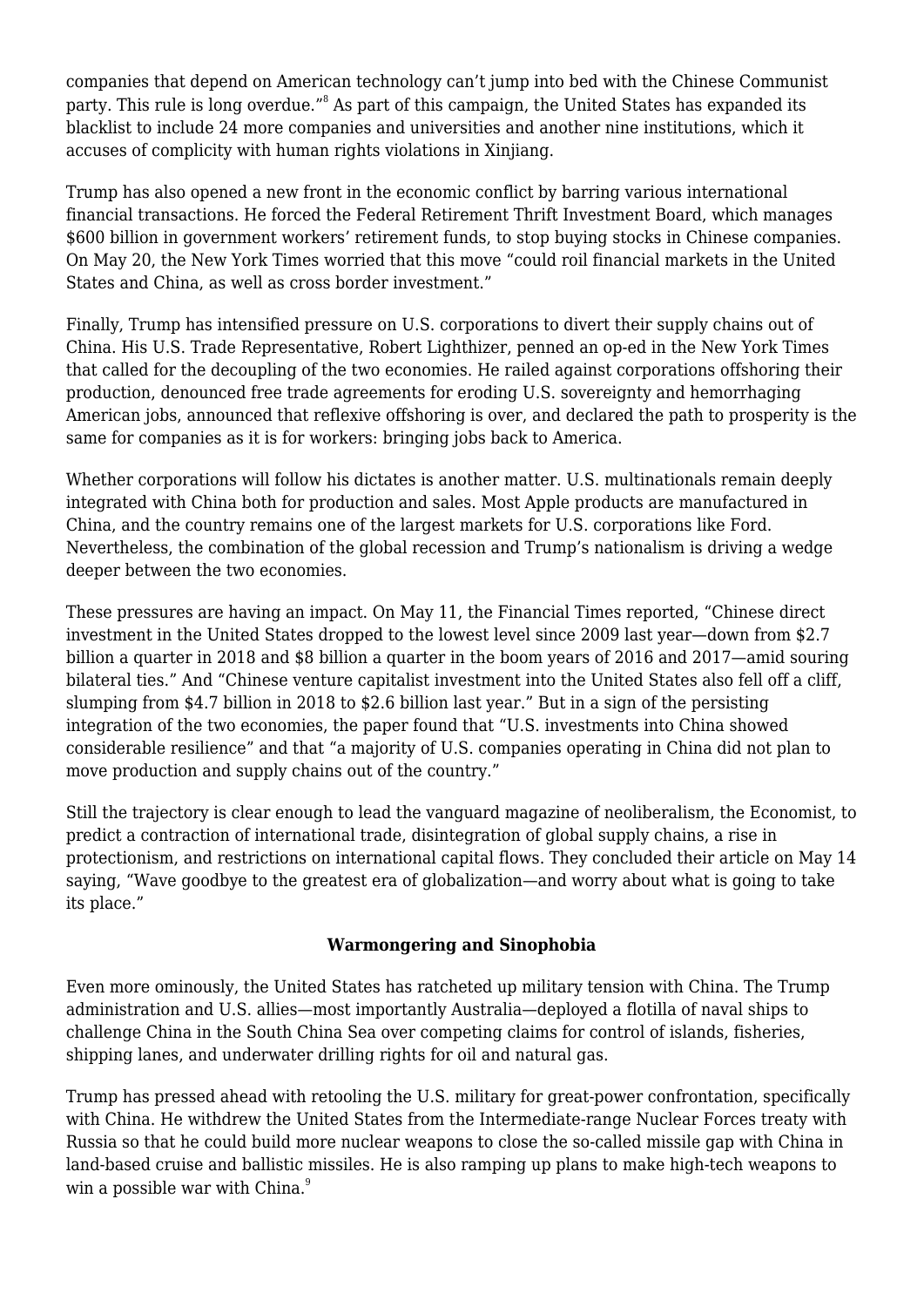companies that depend on American technology can't jump into bed with the Chinese Communist party. This rule is long overdue."[8] As part of this campaign, the United States has expanded its blacklist to include 24 more companies and universities and another nine institutions, which it accuses of complicity with human rights violations in Xinjiang.

Trump has also opened a new front in the economic conflict by barring various international financial transactions. He forced the Federal Retirement Thrift Investment Board, which manages $600 billion in government workers' retirement funds, to stop buying stocks in Chinese companies. On May 20, the New York Times worried that this move "could roil financial markets in the United States and China, as well as cross border investment."

Finally, Trump has intensified pressure on U.S. corporations to divert their supply chains out of China. His U.S. Trade Representative, Robert Lighthizer, penned an op-ed in the New York Times that called for the decoupling of the two economies. He railed against corporations offshoring their production, denounced free trade agreements for eroding U.S. sovereignty and hemorrhaging American jobs, announced that reflexive offshoring is over, and declared the path to prosperity is the same for companies as it is for workers: bringing jobs back to America.

Whether corporations will follow his dictates is another matter. U.S. multinationals remain deeply integrated with China both for production and sales. Most Apple products are manufactured in China, and the country remains one of the largest markets for U.S. corporations like Ford. Nevertheless, the combination of the global recession and Trump's nationalism is driving a wedge deeper between the two economies.

These pressures are having an impact. On May 11, the Financial Times reported, "Chinese direct investment in the United States dropped to the lowest level since 2009 last year—down from $2.7 billion a quarter in 2018 and $8 billion a quarter in the boom years of 2016 and 2017—amid souring bilateral ties." And "Chinese venture capitalist investment into the United States also fell off a cliff, slumping from $4.7 billion in 2018 to $2.6 billion last year." But in a sign of the persisting integration of the two economies, the paper found that "U.S. investments into China showed considerable resilience" and that "a majority of U.S. companies operating in China did not plan to move production and supply chains out of the country."

Still the trajectory is clear enough to lead the vanguard magazine of neoliberalism, the Economist, to predict a contraction of international trade, disintegration of global supply chains, a rise in protectionism, and restrictions on international capital flows. They concluded their article on May 14 saying, "Wave goodbye to the greatest era of globalization—and worry about what is going to take its place."

## Warmongering and Sinophobia

Even more ominously, the United States has ratcheted up military tension with China. The Trump administration and U.S. allies—most importantly Australia—deployed a flotilla of naval ships to challenge China in the South China Sea over competing claims for control of islands, fisheries, shipping lanes, and underwater drilling rights for oil and natural gas.

Trump has pressed ahead with retooling the U.S. military for great-power confrontation, specifically with China. He withdrew the United States from the Intermediate-range Nuclear Forces treaty with Russia so that he could build more nuclear weapons to close the so-called missile gap with China in land-based cruise and ballistic missiles. He is also ramping up plans to make high-tech weapons to win a possible war with China.[9]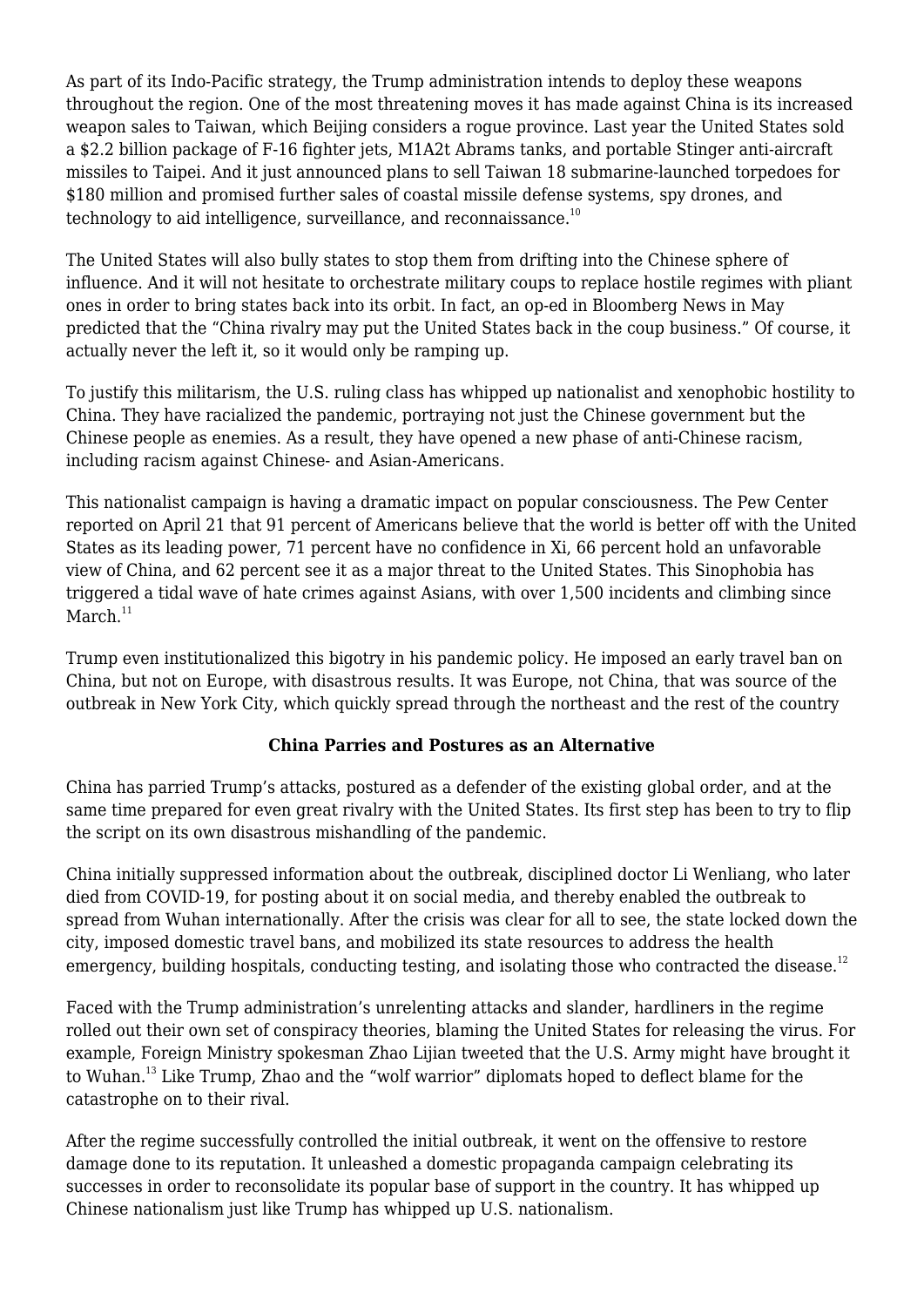As part of its Indo-Pacific strategy, the Trump administration intends to deploy these weapons throughout the region. One of the most threatening moves it has made against China is its increased weapon sales to Taiwan, which Beijing considers a rogue province. Last year the United States sold a $2.2 billion package of F-16 fighter jets, M1A2t Abrams tanks, and portable Stinger anti-aircraft missiles to Taipei. And it just announced plans to sell Taiwan 18 submarine-launched torpedoes for $180 million and promised further sales of coastal missile defense systems, spy drones, and technology to aid intelligence, surveillance, and reconnaissance.[10]

The United States will also bully states to stop them from drifting into the Chinese sphere of influence. And it will not hesitate to orchestrate military coups to replace hostile regimes with pliant ones in order to bring states back into its orbit. In fact, an op-ed in Bloomberg News in May predicted that the "China rivalry may put the United States back in the coup business." Of course, it actually never the left it, so it would only be ramping up.

To justify this militarism, the U.S. ruling class has whipped up nationalist and xenophobic hostility to China. They have racialized the pandemic, portraying not just the Chinese government but the Chinese people as enemies. As a result, they have opened a new phase of anti-Chinese racism, including racism against Chinese- and Asian-Americans.

This nationalist campaign is having a dramatic impact on popular consciousness. The Pew Center reported on April 21 that 91 percent of Americans believe that the world is better off with the United States as its leading power, 71 percent have no confidence in Xi, 66 percent hold an unfavorable view of China, and 62 percent see it as a major threat to the United States. This Sinophobia has triggered a tidal wave of hate crimes against Asians, with over 1,500 incidents and climbing since March.[11]

Trump even institutionalized this bigotry in his pandemic policy. He imposed an early travel ban on China, but not on Europe, with disastrous results. It was Europe, not China, that was source of the outbreak in New York City, which quickly spread through the northeast and the rest of the country

**China Parries and Postures as an Alternative**

China has parried Trump's attacks, postured as a defender of the existing global order, and at the same time prepared for even great rivalry with the United States. Its first step has been to try to flip the script on its own disastrous mishandling of the pandemic.

China initially suppressed information about the outbreak, disciplined doctor Li Wenliang, who later died from COVID-19, for posting about it on social media, and thereby enabled the outbreak to spread from Wuhan internationally. After the crisis was clear for all to see, the state locked down the city, imposed domestic travel bans, and mobilized its state resources to address the health emergency, building hospitals, conducting testing, and isolating those who contracted the disease.[12]

Faced with the Trump administration's unrelenting attacks and slander, hardliners in the regime rolled out their own set of conspiracy theories, blaming the United States for releasing the virus. For example, Foreign Ministry spokesman Zhao Lijian tweeted that the U.S. Army might have brought it to Wuhan.[13] Like Trump, Zhao and the "wolf warrior" diplomats hoped to deflect blame for the catastrophe on to their rival.

After the regime successfully controlled the initial outbreak, it went on the offensive to restore damage done to its reputation. It unleashed a domestic propaganda campaign celebrating its successes in order to reconsolidate its popular base of support in the country. It has whipped up Chinese nationalism just like Trump has whipped up U.S. nationalism.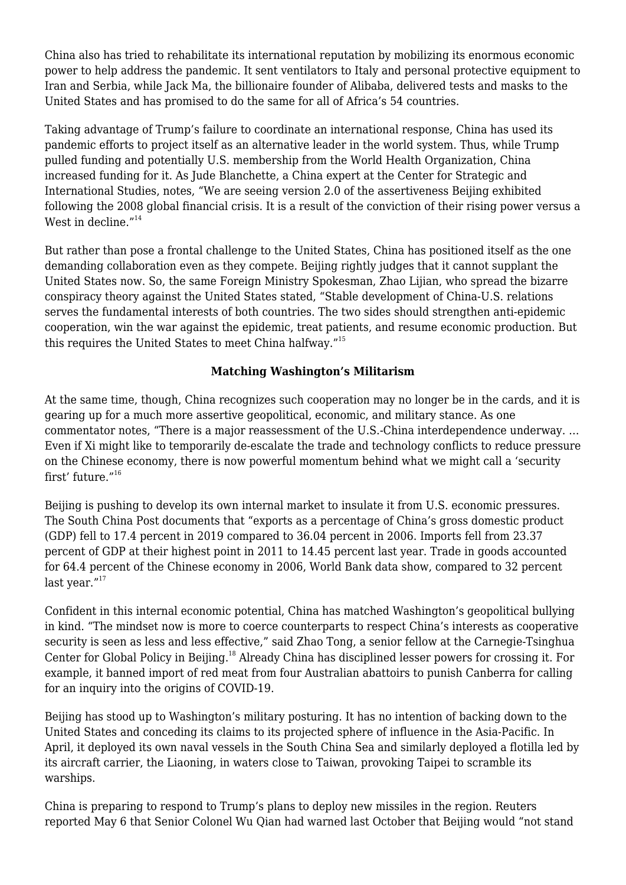China also has tried to rehabilitate its international reputation by mobilizing its enormous economic power to help address the pandemic. It sent ventilators to Italy and personal protective equipment to Iran and Serbia, while Jack Ma, the billionaire founder of Alibaba, delivered tests and masks to the United States and has promised to do the same for all of Africa's 54 countries.

Taking advantage of Trump's failure to coordinate an international response, China has used its pandemic efforts to project itself as an alternative leader in the world system. Thus, while Trump pulled funding and potentially U.S. membership from the World Health Organization, China increased funding for it. As Jude Blanchette, a China expert at the Center for Strategic and International Studies, notes, "We are seeing version 2.0 of the assertiveness Beijing exhibited following the 2008 global financial crisis. It is a result of the conviction of their rising power versus a West in decline."[14]

But rather than pose a frontal challenge to the United States, China has positioned itself as the one demanding collaboration even as they compete. Beijing rightly judges that it cannot supplant the United States now. So, the same Foreign Ministry Spokesman, Zhao Lijian, who spread the bizarre conspiracy theory against the United States stated, "Stable development of China-U.S. relations serves the fundamental interests of both countries. The two sides should strengthen anti-epidemic cooperation, win the war against the epidemic, treat patients, and resume economic production. But this requires the United States to meet China halfway."[15]

**Matching Washington's Militarism**

At the same time, though, China recognizes such cooperation may no longer be in the cards, and it is gearing up for a much more assertive geopolitical, economic, and military stance. As one commentator notes, "There is a major reassessment of the U.S.-China interdependence underway. … Even if Xi might like to temporarily de-escalate the trade and technology conflicts to reduce pressure on the Chinese economy, there is now powerful momentum behind what we might call a 'security first' future."[16]

Beijing is pushing to develop its own internal market to insulate it from U.S. economic pressures. The South China Post documents that "exports as a percentage of China's gross domestic product (GDP) fell to 17.4 percent in 2019 compared to 36.04 percent in 2006. Imports fell from 23.37 percent of GDP at their highest point in 2011 to 14.45 percent last year. Trade in goods accounted for 64.4 percent of the Chinese economy in 2006, World Bank data show, compared to 32 percent last year."[17]

Confident in this internal economic potential, China has matched Washington's geopolitical bullying in kind. "The mindset now is more to coerce counterparts to respect China's interests as cooperative security is seen as less and less effective," said Zhao Tong, a senior fellow at the Carnegie-Tsinghua Center for Global Policy in Beijing.[18] Already China has disciplined lesser powers for crossing it. For example, it banned import of red meat from four Australian abattoirs to punish Canberra for calling for an inquiry into the origins of COVID-19.

Beijing has stood up to Washington's military posturing. It has no intention of backing down to the United States and conceding its claims to its projected sphere of influence in the Asia-Pacific. In April, it deployed its own naval vessels in the South China Sea and similarly deployed a flotilla led by its aircraft carrier, the Liaoning, in waters close to Taiwan, provoking Taipei to scramble its warships.

China is preparing to respond to Trump's plans to deploy new missiles in the region. Reuters reported May 6 that Senior Colonel Wu Qian had warned last October that Beijing would "not stand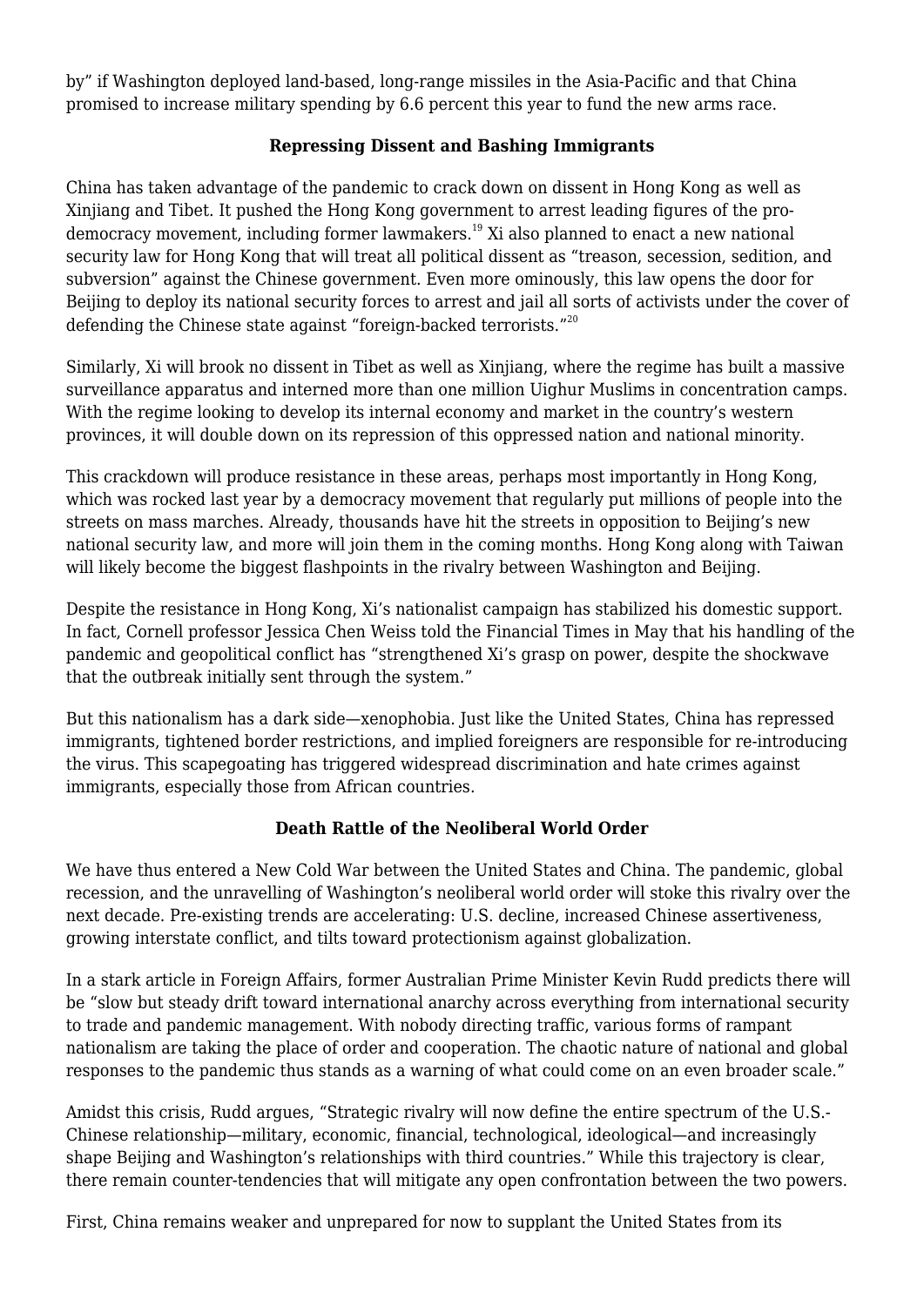by" if Washington deployed land-based, long-range missiles in the Asia-Pacific and that China promised to increase military spending by 6.6 percent this year to fund the new arms race.

### Repressing Dissent and Bashing Immigrants

China has taken advantage of the pandemic to crack down on dissent in Hong Kong as well as Xinjiang and Tibet. It pushed the Hong Kong government to arrest leading figures of the pro-democracy movement, including former lawmakers.[19] Xi also planned to enact a new national security law for Hong Kong that will treat all political dissent as "treason, secession, sedition, and subversion" against the Chinese government. Even more ominously, this law opens the door for Beijing to deploy its national security forces to arrest and jail all sorts of activists under the cover of defending the Chinese state against "foreign-backed terrorists."[20]

Similarly, Xi will brook no dissent in Tibet as well as Xinjiang, where the regime has built a massive surveillance apparatus and interned more than one million Uighur Muslims in concentration camps. With the regime looking to develop its internal economy and market in the country's western provinces, it will double down on its repression of this oppressed nation and national minority.

This crackdown will produce resistance in these areas, perhaps most importantly in Hong Kong, which was rocked last year by a democracy movement that regularly put millions of people into the streets on mass marches. Already, thousands have hit the streets in opposition to Beijing's new national security law, and more will join them in the coming months. Hong Kong along with Taiwan will likely become the biggest flashpoints in the rivalry between Washington and Beijing.

Despite the resistance in Hong Kong, Xi's nationalist campaign has stabilized his domestic support. In fact, Cornell professor Jessica Chen Weiss told the Financial Times in May that his handling of the pandemic and geopolitical conflict has "strengthened Xi's grasp on power, despite the shockwave that the outbreak initially sent through the system."

But this nationalism has a dark side—xenophobia. Just like the United States, China has repressed immigrants, tightened border restrictions, and implied foreigners are responsible for re-introducing the virus. This scapegoating has triggered widespread discrimination and hate crimes against immigrants, especially those from African countries.

### Death Rattle of the Neoliberal World Order

We have thus entered a New Cold War between the United States and China. The pandemic, global recession, and the unravelling of Washington's neoliberal world order will stoke this rivalry over the next decade. Pre-existing trends are accelerating: U.S. decline, increased Chinese assertiveness, growing interstate conflict, and tilts toward protectionism against globalization.

In a stark article in Foreign Affairs, former Australian Prime Minister Kevin Rudd predicts there will be "slow but steady drift toward international anarchy across everything from international security to trade and pandemic management. With nobody directing traffic, various forms of rampant nationalism are taking the place of order and cooperation. The chaotic nature of national and global responses to the pandemic thus stands as a warning of what could come on an even broader scale."

Amidst this crisis, Rudd argues, "Strategic rivalry will now define the entire spectrum of the U.S.-Chinese relationship—military, economic, financial, technological, ideological—and increasingly shape Beijing and Washington's relationships with third countries." While this trajectory is clear, there remain counter-tendencies that will mitigate any open confrontation between the two powers.

First, China remains weaker and unprepared for now to supplant the United States from its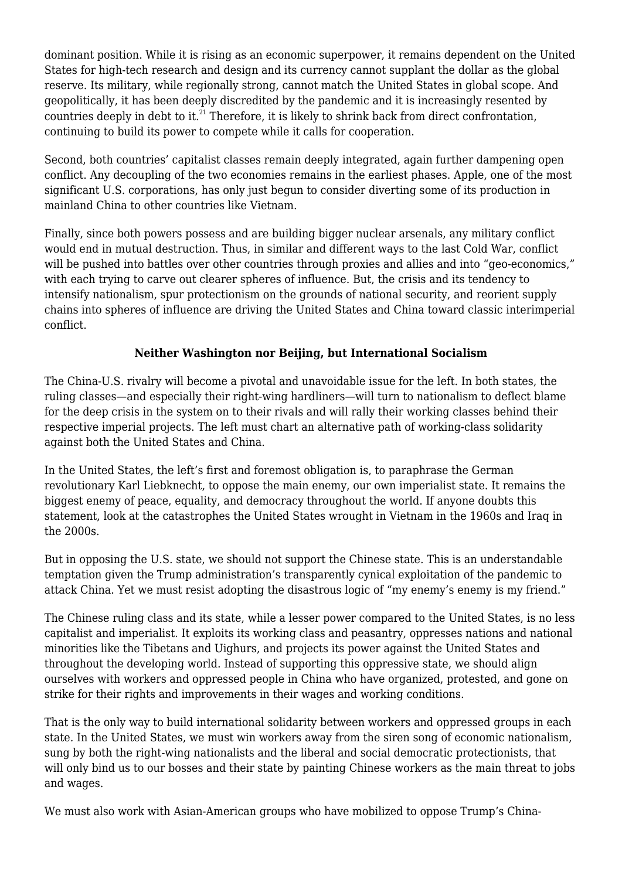dominant position. While it is rising as an economic superpower, it remains dependent on the United States for high-tech research and design and its currency cannot supplant the dollar as the global reserve. Its military, while regionally strong, cannot match the United States in global scope. And geopolitically, it has been deeply discredited by the pandemic and it is increasingly resented by countries deeply in debt to it.[21] Therefore, it is likely to shrink back from direct confrontation, continuing to build its power to compete while it calls for cooperation.

Second, both countries' capitalist classes remain deeply integrated, again further dampening open conflict. Any decoupling of the two economies remains in the earliest phases. Apple, one of the most significant U.S. corporations, has only just begun to consider diverting some of its production in mainland China to other countries like Vietnam.

Finally, since both powers possess and are building bigger nuclear arsenals, any military conflict would end in mutual destruction. Thus, in similar and different ways to the last Cold War, conflict will be pushed into battles over other countries through proxies and allies and into "geo-economics," with each trying to carve out clearer spheres of influence. But, the crisis and its tendency to intensify nationalism, spur protectionism on the grounds of national security, and reorient supply chains into spheres of influence are driving the United States and China toward classic interimperial conflict.

## Neither Washington nor Beijing, but International Socialism

The China-U.S. rivalry will become a pivotal and unavoidable issue for the left. In both states, the ruling classes—and especially their right-wing hardliners—will turn to nationalism to deflect blame for the deep crisis in the system on to their rivals and will rally their working classes behind their respective imperial projects. The left must chart an alternative path of working-class solidarity against both the United States and China.

In the United States, the left's first and foremost obligation is, to paraphrase the German revolutionary Karl Liebknecht, to oppose the main enemy, our own imperialist state. It remains the biggest enemy of peace, equality, and democracy throughout the world. If anyone doubts this statement, look at the catastrophes the United States wrought in Vietnam in the 1960s and Iraq in the 2000s.

But in opposing the U.S. state, we should not support the Chinese state. This is an understandable temptation given the Trump administration's transparently cynical exploitation of the pandemic to attack China. Yet we must resist adopting the disastrous logic of "my enemy's enemy is my friend."

The Chinese ruling class and its state, while a lesser power compared to the United States, is no less capitalist and imperialist. It exploits its working class and peasantry, oppresses nations and national minorities like the Tibetans and Uighurs, and projects its power against the United States and throughout the developing world. Instead of supporting this oppressive state, we should align ourselves with workers and oppressed people in China who have organized, protested, and gone on strike for their rights and improvements in their wages and working conditions.

That is the only way to build international solidarity between workers and oppressed groups in each state. In the United States, we must win workers away from the siren song of economic nationalism, sung by both the right-wing nationalists and the liberal and social democratic protectionists, that will only bind us to our bosses and their state by painting Chinese workers as the main threat to jobs and wages.

We must also work with Asian-American groups who have mobilized to oppose Trump's China-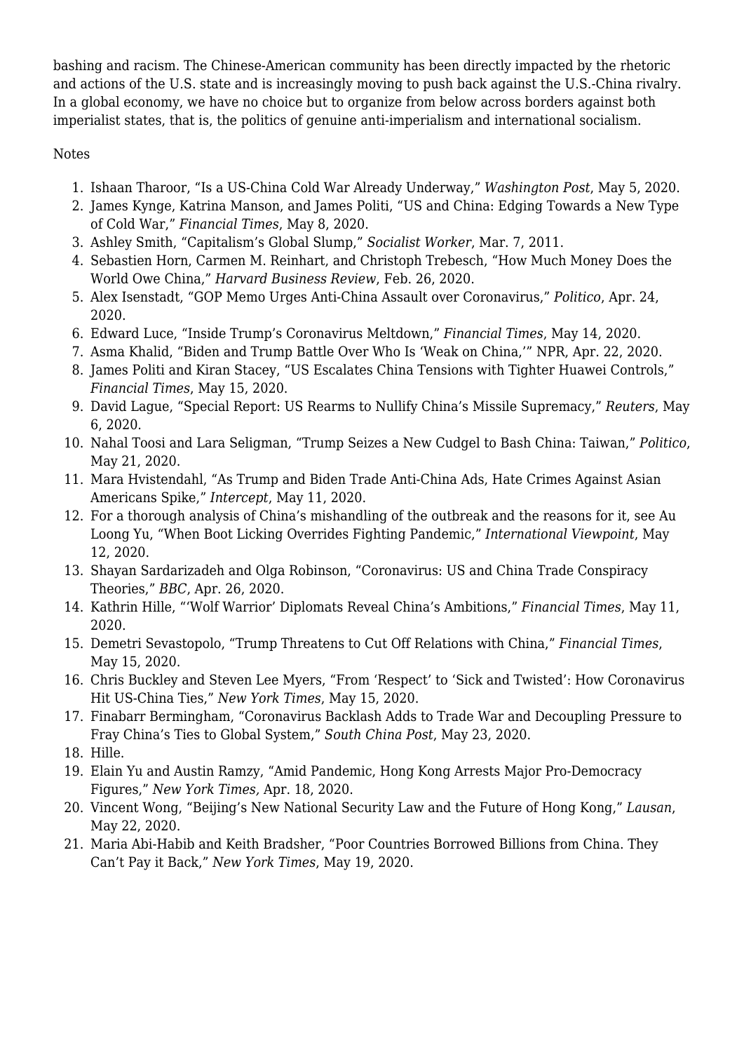bashing and racism. The Chinese-American community has been directly impacted by the rhetoric and actions of the U.S. state and is increasingly moving to push back against the U.S.-China rivalry. In a global economy, we have no choice but to organize from below across borders against both imperialist states, that is, the politics of genuine anti-imperialism and international socialism.

Notes

1. Ishaan Tharoor, "Is a US-China Cold War Already Underway," *Washington Post*, May 5, 2020.
2. James Kynge, Katrina Manson, and James Politi, "US and China: Edging Towards a New Type of Cold War," *Financial Times*, May 8, 2020.
3. Ashley Smith, "Capitalism's Global Slump," *Socialist Worker*, Mar. 7, 2011.
4. Sebastien Horn, Carmen M. Reinhart, and Christoph Trebesch, "How Much Money Does the World Owe China," *Harvard Business Review*, Feb. 26, 2020.
5. Alex Isenstadt, "GOP Memo Urges Anti-China Assault over Coronavirus," *Politico*, Apr. 24, 2020.
6. Edward Luce, "Inside Trump's Coronavirus Meltdown," *Financial Times*, May 14, 2020.
7. Asma Khalid, "Biden and Trump Battle Over Who Is 'Weak on China,'" NPR, Apr. 22, 2020.
8. James Politi and Kiran Stacey, "US Escalates China Tensions with Tighter Huawei Controls," *Financial Times*, May 15, 2020.
9. David Lague, "Special Report: US Rearms to Nullify China's Missile Supremacy," *Reuters*, May 6, 2020.
10. Nahal Toosi and Lara Seligman, "Trump Seizes a New Cudgel to Bash China: Taiwan," *Politico*, May 21, 2020.
11. Mara Hvistendahl, "As Trump and Biden Trade Anti-China Ads, Hate Crimes Against Asian Americans Spike," *Intercept*, May 11, 2020.
12. For a thorough analysis of China's mishandling of the outbreak and the reasons for it, see Au Loong Yu, "When Boot Licking Overrides Fighting Pandemic," *International Viewpoint*, May 12, 2020.
13. Shayan Sardarizadeh and Olga Robinson, "Coronavirus: US and China Trade Conspiracy Theories," *BBC*, Apr. 26, 2020.
14. Kathrin Hille, "'Wolf Warrior' Diplomats Reveal China's Ambitions," *Financial Times*, May 11, 2020.
15. Demetri Sevastopolo, "Trump Threatens to Cut Off Relations with China," *Financial Times*, May 15, 2020.
16. Chris Buckley and Steven Lee Myers, "From 'Respect' to 'Sick and Twisted': How Coronavirus Hit US-China Ties," *New York Times*, May 15, 2020.
17. Finabarr Bermingham, "Coronavirus Backlash Adds to Trade War and Decoupling Pressure to Fray China's Ties to Global System," *South China Post*, May 23, 2020.
18. Hille.
19. Elain Yu and Austin Ramzy, "Amid Pandemic, Hong Kong Arrests Major Pro-Democracy Figures," *New York Times,* Apr. 18, 2020.
20. Vincent Wong, "Beijing's New National Security Law and the Future of Hong Kong," *Lausan*, May 22, 2020.
21. Maria Abi-Habib and Keith Bradsher, "Poor Countries Borrowed Billions from China. They Can't Pay it Back," *New York Times*, May 19, 2020.